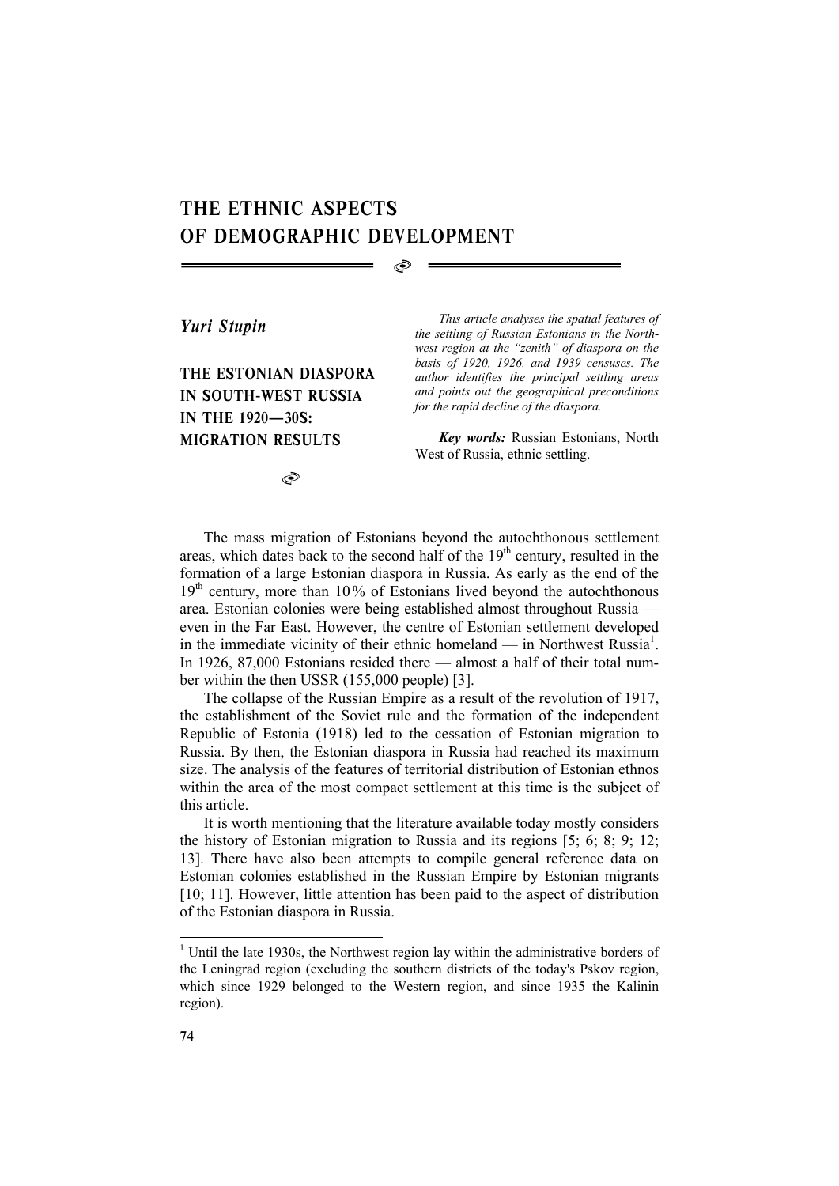# THE ETHNIC ASPECTS OF DEMOGRAPHIC DEVELOPMENT

*Yuri Stupin*

## THE ESTONIAN DIASPORA IN SOUTH-WEST RUSSIA IN THE 1920—30S: MIGRATION RESULTS

*This article analyses the spatial features of the settling of Russian Estonians in the Northwest region at the "zenith" of diaspora on the basis of 1920, 1926, and 1939 censuses. The author identifies the principal settling areas and points out the geographical preconditions for the rapid decline of the diaspora.*

***Key words:*** Russian Estonians, North West of Russia, ethnic settling.

The mass migration of Estonians beyond the autochthonous settlement areas, which dates back to the second half of the 19th century, resulted in the formation of a large Estonian diaspora in Russia. As early as the end of the 19th century, more than 10 % of Estonians lived beyond the autochthonous area. Estonian colonies were being established almost throughout Russia — even in the Far East. However, the centre of Estonian settlement developed in the immediate vicinity of their ethnic homeland — in Northwest Russia[1]. In 1926, 87,000 Estonians resided there — almost a half of their total number within the then USSR (155,000 people) [3].

The collapse of the Russian Empire as a result of the revolution of 1917, the establishment of the Soviet rule and the formation of the independent Republic of Estonia (1918) led to the cessation of Estonian migration to Russia. By then, the Estonian diaspora in Russia had reached its maximum size. The analysis of the features of territorial distribution of Estonian ethnos within the area of the most compact settlement at this time is the subject of this article.

It is worth mentioning that the literature available today mostly considers the history of Estonian migration to Russia and its regions [5; 6; 8; 9; 12; 13]. There have also been attempts to compile general reference data on Estonian colonies established in the Russian Empire by Estonian migrants [10; 11]. However, little attention has been paid to the aspect of distribution of the Estonian diaspora in Russia.

[1] Until the late 1930s, the Northwest region lay within the administrative borders of the Leningrad region (excluding the southern districts of the today's Pskov region, which since 1929 belonged to the Western region, and since 1935 the Kalinin region).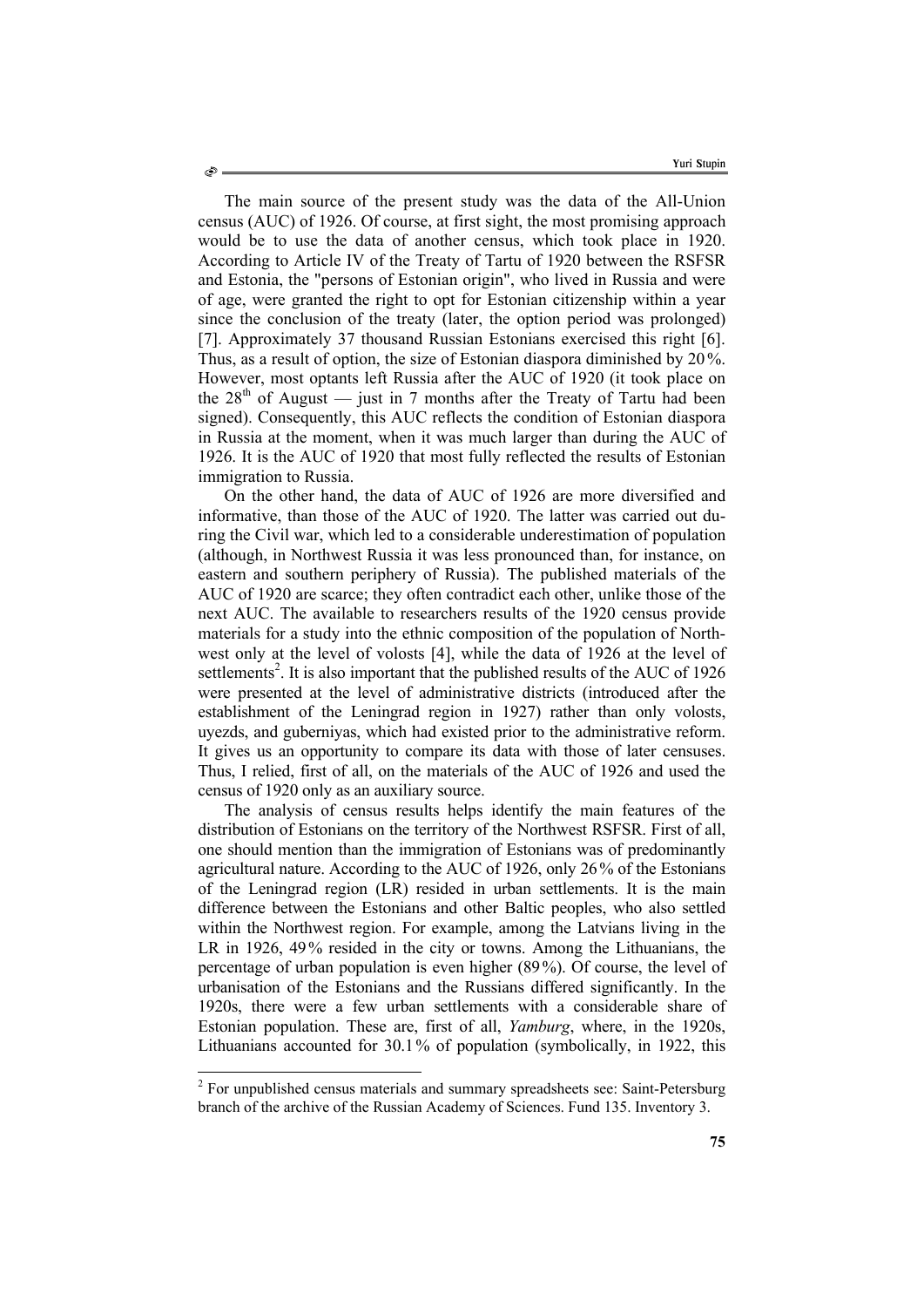The main source of the present study was the data of the All-Union census (AUC) of 1926. Of course, at first sight, the most promising approach would be to use the data of another census, which took place in 1920. According to Article IV of the Treaty of Tartu of 1920 between the RSFSR and Estonia, the "persons of Estonian origin", who lived in Russia and were of age, were granted the right to opt for Estonian citizenship within a year since the conclusion of the treaty (later, the option period was prolonged) [7]. Approximately 37 thousand Russian Estonians exercised this right [6]. Thus, as a result of option, the size of Estonian diaspora diminished by 20%. However, most optants left Russia after the AUC of 1920 (it took place on the 28th of August — just in 7 months after the Treaty of Tartu had been signed). Consequently, this AUC reflects the condition of Estonian diaspora in Russia at the moment, when it was much larger than during the AUC of 1926. It is the AUC of 1920 that most fully reflected the results of Estonian immigration to Russia.

On the other hand, the data of AUC of 1926 are more diversified and informative, than those of the AUC of 1920. The latter was carried out during the Civil war, which led to a considerable underestimation of population (although, in Northwest Russia it was less pronounced than, for instance, on eastern and southern periphery of Russia). The published materials of the AUC of 1920 are scarce; they often contradict each other, unlike those of the next AUC. The available to researchers results of the 1920 census provide materials for a study into the ethnic composition of the population of Northwest only at the level of volosts [4], while the data of 1926 at the level of settlements[2]. It is also important that the published results of the AUC of 1926 were presented at the level of administrative districts (introduced after the establishment of the Leningrad region in 1927) rather than only volosts, uyezds, and guberniyas, which had existed prior to the administrative reform. It gives us an opportunity to compare its data with those of later censuses. Thus, I relied, first of all, on the materials of the AUC of 1926 and used the census of 1920 only as an auxiliary source.

The analysis of census results helps identify the main features of the distribution of Estonians on the territory of the Northwest RSFSR. First of all, one should mention than the immigration of Estonians was of predominantly agricultural nature. According to the AUC of 1926, only 26% of the Estonians of the Leningrad region (LR) resided in urban settlements. It is the main difference between the Estonians and other Baltic peoples, who also settled within the Northwest region. For example, among the Latvians living in the LR in 1926, 49% resided in the city or towns. Among the Lithuanians, the percentage of urban population is even higher (89%). Of course, the level of urbanisation of the Estonians and the Russians differed significantly. In the 1920s, there were a few urban settlements with a considerable share of Estonian population. These are, first of all, *Yamburg*, where, in the 1920s, Lithuanians accounted for 30.1% of population (symbolically, in 1922, this

[2] For unpublished census materials and summary spreadsheets see: Saint-Petersburg branch of the archive of the Russian Academy of Sciences. Fund 135. Inventory 3.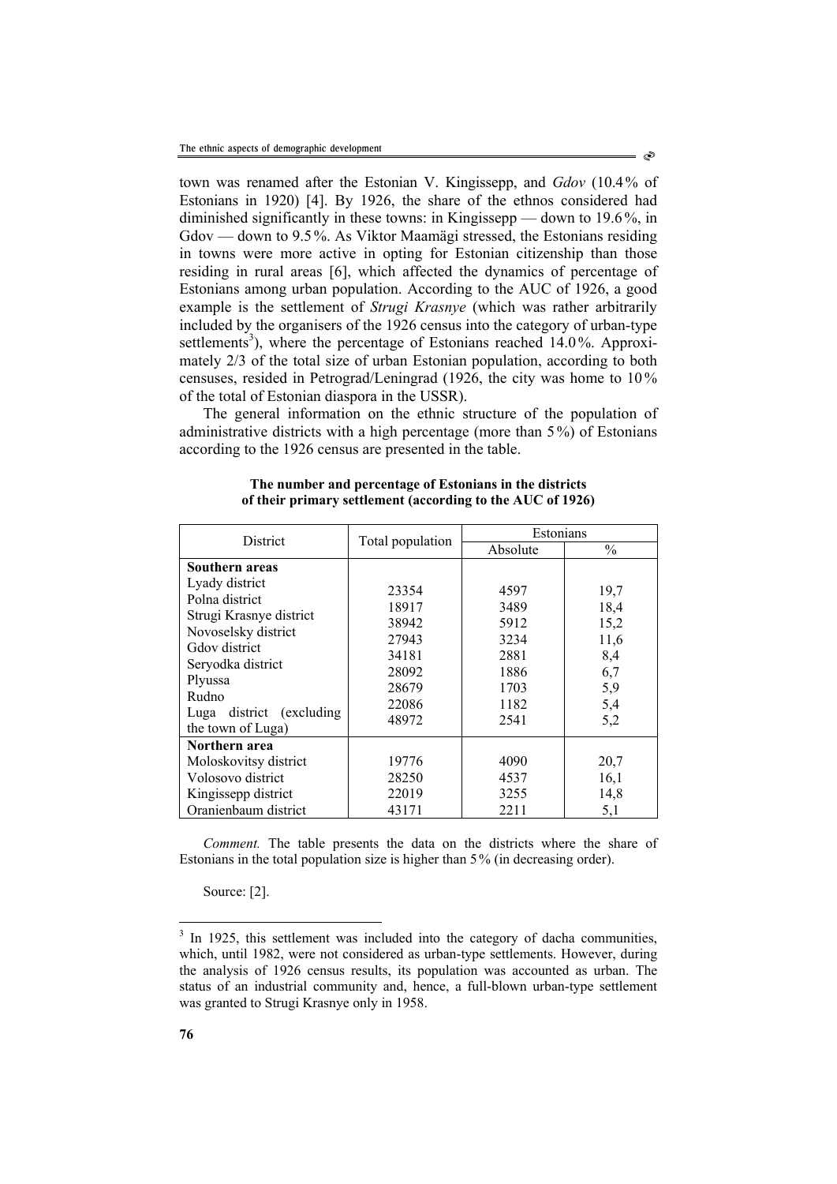town was renamed after the Estonian V. Kingissepp, and *Gdov* (10.4% of Estonians in 1920) [4]. By 1926, the share of the ethnos considered had diminished significantly in these towns: in Kingissepp — down to 19.6%, in Gdov — down to 9.5%. As Viktor Maamägi stressed, the Estonians residing in towns were more active in opting for Estonian citizenship than those residing in rural areas [6], which affected the dynamics of percentage of Estonians among urban population. According to the AUC of 1926, a good example is the settlement of *Strugi Krasnye* (which was rather arbitrarily included by the organisers of the 1926 census into the category of urban-type settlements[3]), where the percentage of Estonians reached 14.0%. Approximately 2/3 of the total size of urban Estonian population, according to both censuses, resided in Petrograd/Leningrad (1926, the city was home to 10% of the total of Estonian diaspora in the USSR).

The general information on the ethnic structure of the population of administrative districts with a high percentage (more than 5%) of Estonians according to the 1926 census are presented in the table.

**The number and percentage of Estonians in the districts of their primary settlement (according to the AUC of 1926)**

| District | Total population | Estonians | |
|---|---|---|---|
| | | Absolute | % |
| **Southern areas** | | | |
| Lyady district | 23354 | 4597 | 19,7 |
| Polna district | 18917 | 3489 | 18,4 |
| Strugi Krasnye district | 38942 | 5912 | 15,2 |
| Novoselsky district | 27943 | 3234 | 11,6 |
| Gdov district | 34181 | 2881 | 8,4 |
| Seryodka district | 28092 | 1886 | 6,7 |
| Plyussa | 28679 | 1703 | 5,9 |
| Rudno | 22086 | 1182 | 5,4 |
| Luga district (excluding the town of Luga) | 48972 | 2541 | 5,2 |
| **Northern area** | | | |
| Moloskovitsy district | 19776 | 4090 | 20,7 |
| Volosovo district | 28250 | 4537 | 16,1 |
| Kingissepp district | 22019 | 3255 | 14,8 |
| Oranienbaum district | 43171 | 2211 | 5,1 |

*Comment.* The table presents the data on the districts where the share of Estonians in the total population size is higher than 5% (in decreasing order).

Source: [2].

[3] In 1925, this settlement was included into the category of dacha communities, which, until 1982, were not considered as urban-type settlements. However, during the analysis of 1926 census results, its population was accounted as urban. The status of an industrial community and, hence, a full-blown urban-type settlement was granted to Strugi Krasnye only in 1958.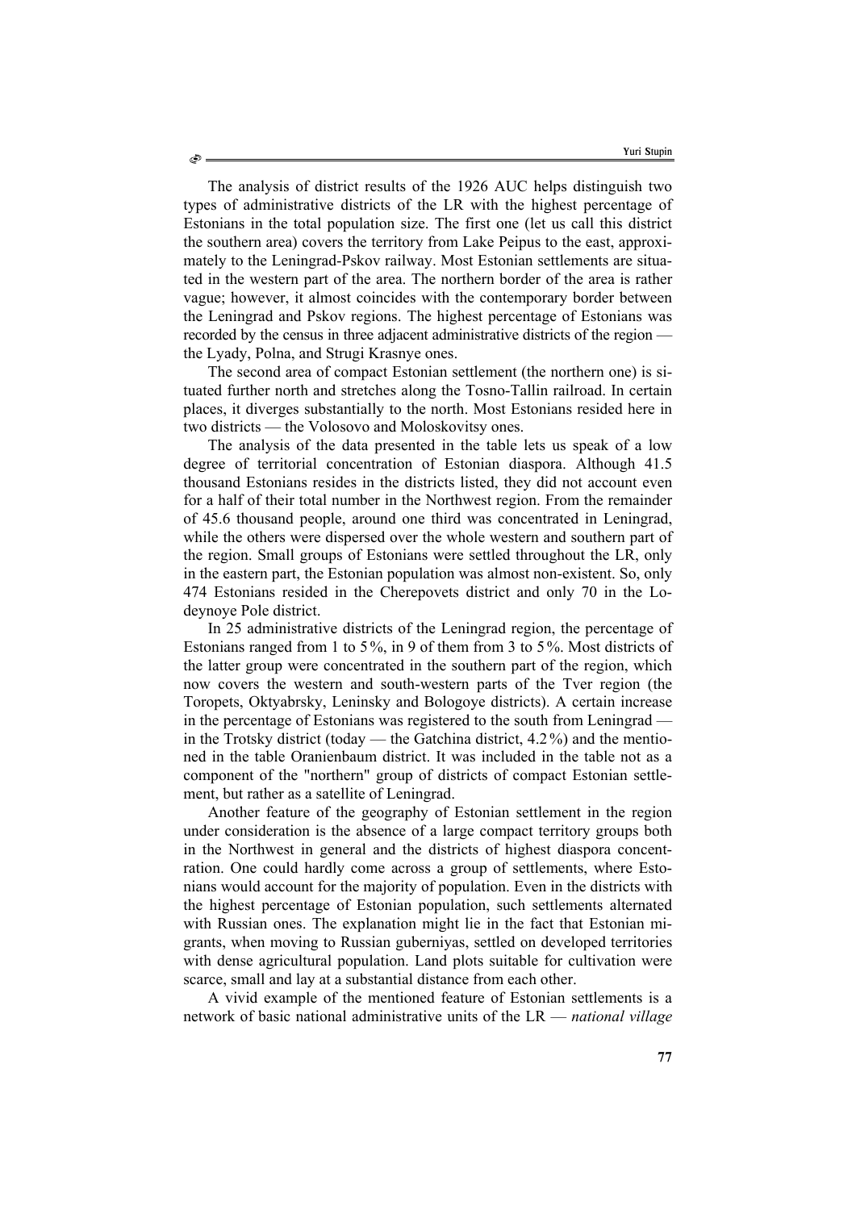The analysis of district results of the 1926 AUC helps distinguish two types of administrative districts of the LR with the highest percentage of Estonians in the total population size. The first one (let us call this district the southern area) covers the territory from Lake Peipus to the east, approximately to the Leningrad-Pskov railway. Most Estonian settlements are situated in the western part of the area. The northern border of the area is rather vague; however, it almost coincides with the contemporary border between the Leningrad and Pskov regions. The highest percentage of Estonians was recorded by the census in three adjacent administrative districts of the region — the Lyady, Polna, and Strugi Krasnye ones.

The second area of compact Estonian settlement (the northern one) is situated further north and stretches along the Tosno-Tallin railroad. In certain places, it diverges substantially to the north. Most Estonians resided here in two districts — the Volosovo and Moloskovitsy ones.

The analysis of the data presented in the table lets us speak of a low degree of territorial concentration of Estonian diaspora. Although 41.5 thousand Estonians resides in the districts listed, they did not account even for a half of their total number in the Northwest region. From the remainder of 45.6 thousand people, around one third was concentrated in Leningrad, while the others were dispersed over the whole western and southern part of the region. Small groups of Estonians were settled throughout the LR, only in the eastern part, the Estonian population was almost non-existent. So, only 474 Estonians resided in the Cherepovets district and only 70 in the Lodeynoye Pole district.

In 25 administrative districts of the Leningrad region, the percentage of Estonians ranged from 1 to 5%, in 9 of them from 3 to 5%. Most districts of the latter group were concentrated in the southern part of the region, which now covers the western and south-western parts of the Tver region (the Toropets, Oktyabrsky, Leninsky and Bologoye districts). A certain increase in the percentage of Estonians was registered to the south from Leningrad — in the Trotsky district (today — the Gatchina district, 4.2%) and the mentioned in the table Oranienbaum district. It was included in the table not as a component of the "northern" group of districts of compact Estonian settlement, but rather as a satellite of Leningrad.

Another feature of the geography of Estonian settlement in the region under consideration is the absence of a large compact territory groups both in the Northwest in general and the districts of highest diaspora concentration. One could hardly come across a group of settlements, where Estonians would account for the majority of population. Even in the districts with the highest percentage of Estonian population, such settlements alternated with Russian ones. The explanation might lie in the fact that Estonian migrants, when moving to Russian guberniyas, settled on developed territories with dense agricultural population. Land plots suitable for cultivation were scarce, small and lay at a substantial distance from each other.

A vivid example of the mentioned feature of Estonian settlements is a network of basic national administrative units of the LR — *national village*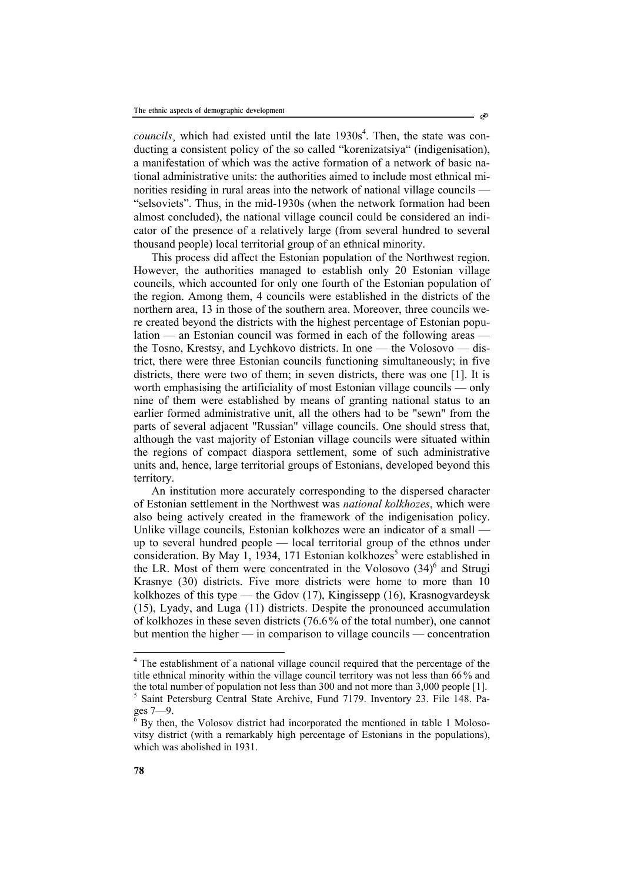*councils¸* which had existed until the late 1930s[4]. Then, the state was conducting a consistent policy of the so called "korenizatsiya" (indigenisation), a manifestation of which was the active formation of a network of basic national administrative units: the authorities aimed to include most ethnical minorities residing in rural areas into the network of national village councils — "selsoviets". Thus, in the mid-1930s (when the network formation had been almost concluded), the national village council could be considered an indicator of the presence of a relatively large (from several hundred to several thousand people) local territorial group of an ethnical minority.

This process did affect the Estonian population of the Northwest region. However, the authorities managed to establish only 20 Estonian village councils, which accounted for only one fourth of the Estonian population of the region. Among them, 4 councils were established in the districts of the northern area, 13 in those of the southern area. Moreover, three councils were created beyond the districts with the highest percentage of Estonian population — an Estonian council was formed in each of the following areas — the Tosno, Krestsy, and Lychkovo districts. In one — the Volosovo — district, there were three Estonian councils functioning simultaneously; in five districts, there were two of them; in seven districts, there was one [1]. It is worth emphasising the artificiality of most Estonian village councils — only nine of them were established by means of granting national status to an earlier formed administrative unit, all the others had to be "sewn" from the parts of several adjacent "Russian" village councils. One should stress that, although the vast majority of Estonian village councils were situated within the regions of compact diaspora settlement, some of such administrative units and, hence, large territorial groups of Estonians, developed beyond this territory.

An institution more accurately corresponding to the dispersed character of Estonian settlement in the Northwest was *national kolkhozes*, which were also being actively created in the framework of the indigenisation policy. Unlike village councils, Estonian kolkhozes were an indicator of a small — up to several hundred people — local territorial group of the ethnos under consideration. By May 1, 1934, 171 Estonian kolkhozes[5] were established in the LR. Most of them were concentrated in the Volosovo (34)[6] and Strugi Krasnye (30) districts. Five more districts were home to more than 10 kolkhozes of this type — the Gdov (17), Kingissepp (16), Krasnogvardeysk (15), Lyady, and Luga (11) districts. Despite the pronounced accumulation of kolkhozes in these seven districts (76.6% of the total number), one cannot but mention the higher — in comparison to village councils — concentration

---

[4] The establishment of a national village council required that the percentage of the title ethnical minority within the village council territory was not less than 66% and the total number of population not less than 300 and not more than 3,000 people [1].

[5] Saint Petersburg Central State Archive, Fund 7179. Inventory 23. File 148. Pages 7—9.

[6] By then, the Volosov district had incorporated the mentioned in table 1 Molosovitsy district (with a remarkably high percentage of Estonians in the populations), which was abolished in 1931.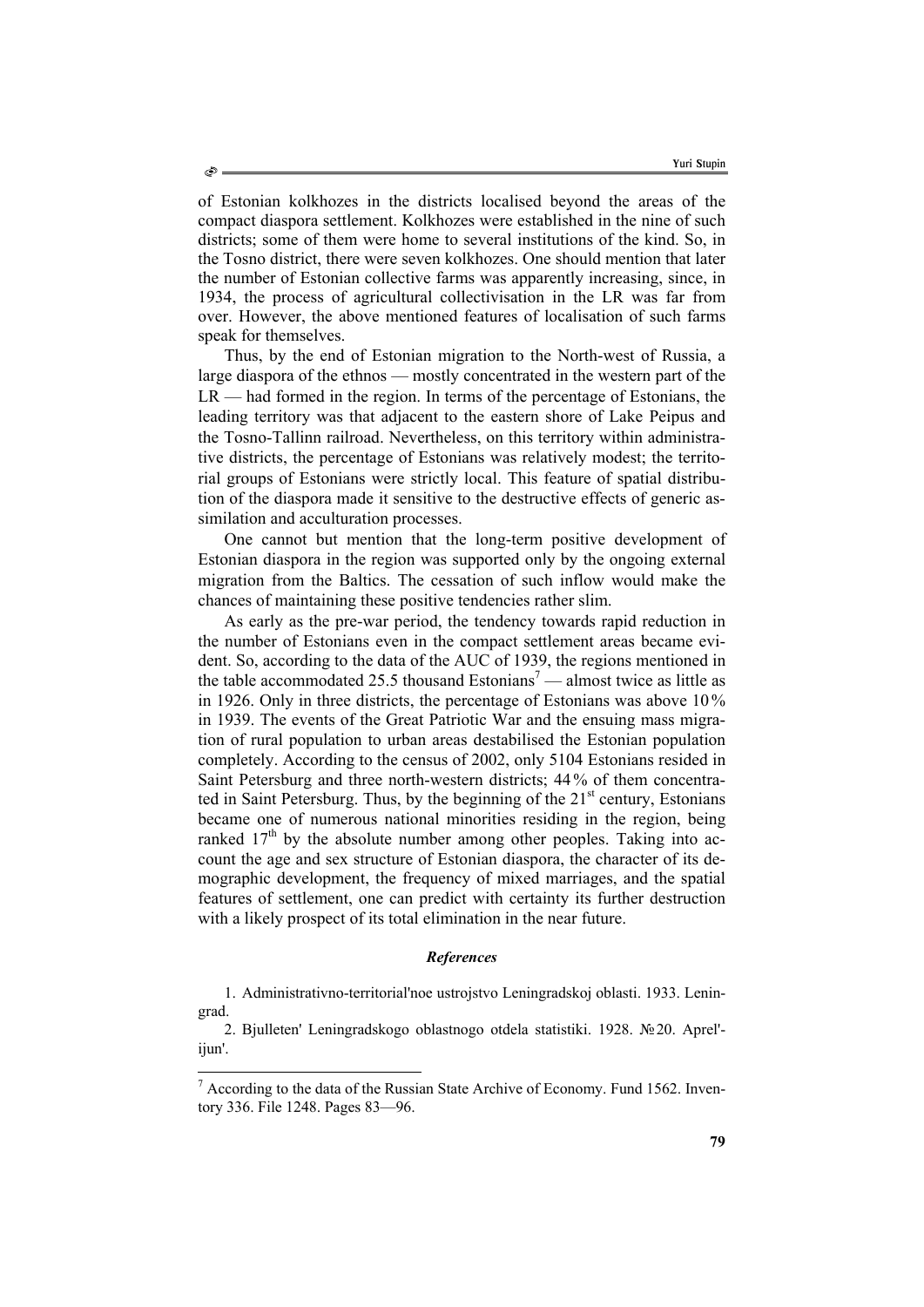of Estonian kolkhozes in the districts localised beyond the areas of the compact diaspora settlement. Kolkhozes were established in the nine of such districts; some of them were home to several institutions of the kind. So, in the Tosno district, there were seven kolkhozes. One should mention that later the number of Estonian collective farms was apparently increasing, since, in 1934, the process of agricultural collectivisation in the LR was far from over. However, the above mentioned features of localisation of such farms speak for themselves.

Thus, by the end of Estonian migration to the North-west of Russia, a large diaspora of the ethnos — mostly concentrated in the western part of the LR — had formed in the region. In terms of the percentage of Estonians, the leading territory was that adjacent to the eastern shore of Lake Peipus and the Tosno-Tallinn railroad. Nevertheless, on this territory within administrative districts, the percentage of Estonians was relatively modest; the territorial groups of Estonians were strictly local. This feature of spatial distribution of the diaspora made it sensitive to the destructive effects of generic assimilation and acculturation processes.

One cannot but mention that the long-term positive development of Estonian diaspora in the region was supported only by the ongoing external migration from the Baltics. The cessation of such inflow would make the chances of maintaining these positive tendencies rather slim.

As early as the pre-war period, the tendency towards rapid reduction in the number of Estonians even in the compact settlement areas became evident. So, according to the data of the AUC of 1939, the regions mentioned in the table accommodated 25.5 thousand Estonians[7] — almost twice as little as in 1926. Only in three districts, the percentage of Estonians was above 10% in 1939. The events of the Great Patriotic War and the ensuing mass migration of rural population to urban areas destabilised the Estonian population completely. According to the census of 2002, only 5104 Estonians resided in Saint Petersburg and three north-western districts; 44% of them concentrated in Saint Petersburg. Thus, by the beginning of the 21st century, Estonians became one of numerous national minorities residing in the region, being ranked 17th by the absolute number among other peoples. Taking into account the age and sex structure of Estonian diaspora, the character of its demographic development, the frequency of mixed marriages, and the spatial features of settlement, one can predict with certainty its further destruction with a likely prospect of its total elimination in the near future.

### *References*

1. Administrativno-territorial'noe ustrojstvo Leningradskoj oblasti. 1933. Leningrad.

2. Bjulleten' Leningradskogo oblastnogo otdela statistiki. 1928. №20. Aprel'-ijun'.

---

[7] According to the data of the Russian State Archive of Economy. Fund 1562. Inventory 336. File 1248. Pages 83—96.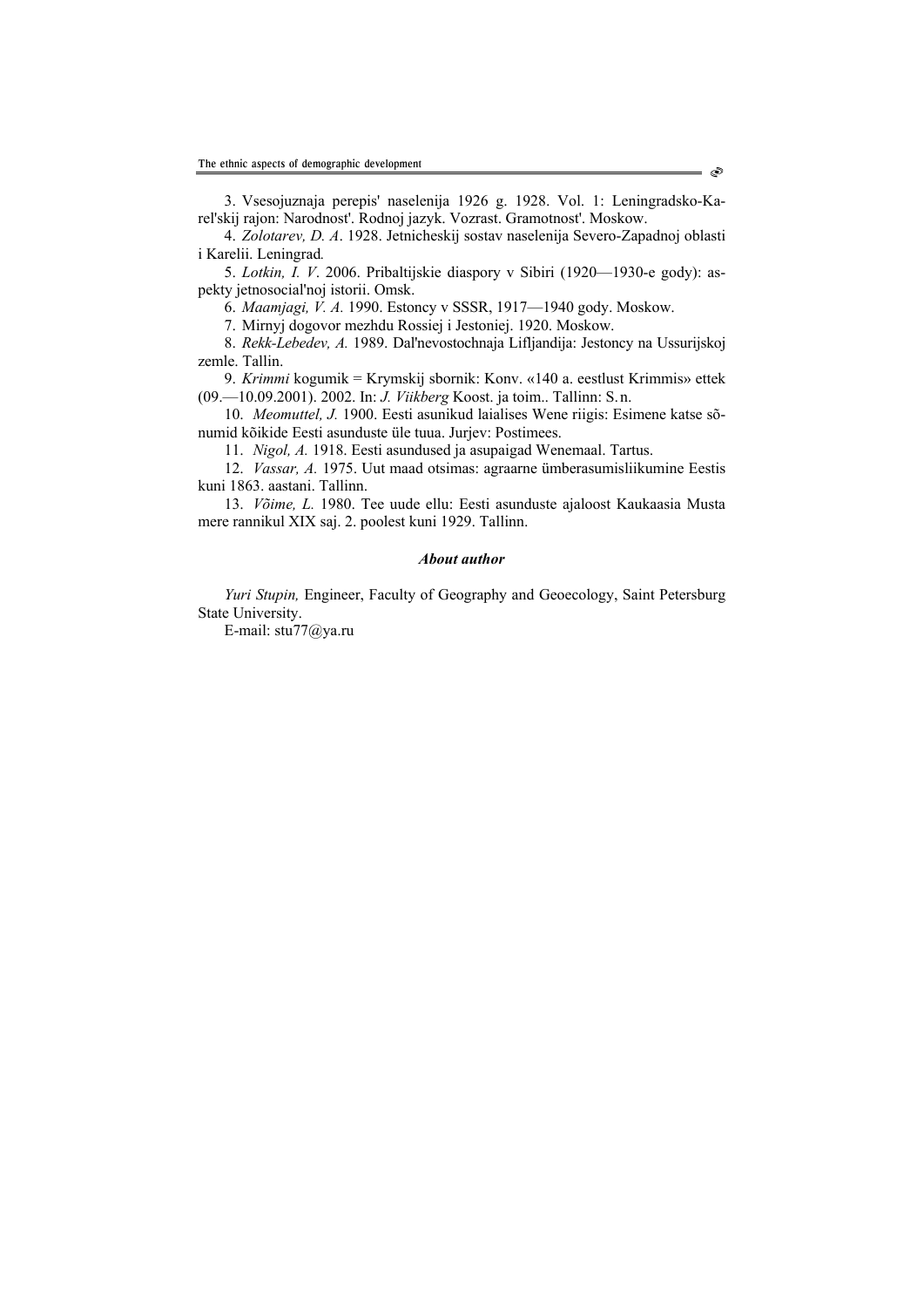3. Vsesojuznaja perepis' naselenija 1926 g. 1928. Vol. 1: Leningradsko-Karel'skij rajon: Narodnost'. Rodnoj jazyk. Vozrast. Gramotnost'. Moskow.

4. *Zolotarev, D. A*. 1928. Jetnicheskij sostav naselenija Severo-Zapadnoj oblasti i Karelii. Leningrad.

5. *Lotkin, I. V*. 2006. Pribaltijskie diaspory v Sibiri (1920—1930-e gody): aspekty jetnosocial'noj istorii. Omsk.

6. *Maamjagi, V. A.* 1990. Estoncy v SSSR, 1917—1940 gody. Moskow.

7. Mirnyj dogovor mezhdu Rossiej i Jestoniej. 1920. Moskow.

8. *Rekk-Lebedev, A.* 1989. Dal'nevostochnaja Lifljandija: Jestoncy na Ussurijskoj zemle. Tallin.

9. *Krimmi* kogumik = Krymskij sbornik: Konv. «140 a. eestlust Krimmis» ettek (09.—10.09.2001). 2002. In: *J. Viikberg* Koost. ja toim.. Tallinn: S. n.

10. *Meomuttel, J.* 1900. Eesti asunikud laialises Wene riigis: Esimene katse sõnumid kõikide Eesti asunduste üle tuua. Jurjev: Postimees.

11. *Nigol, A.* 1918. Eesti asundused ja asupaigad Wenemaal. Tartus.

12. *Vassar, A.* 1975. Uut maad otsimas: agraarne ümberasumisliikumine Eestis kuni 1863. aastani. Tallinn.

13. *Võime, L.* 1980. Tee uude ellu: Eesti asunduste ajaloost Kaukaasia Musta mere rannikul XIX saj. 2. poolest kuni 1929. Tallinn.

### *About author*

*Yuri Stupin,* Engineer, Faculty of Geography and Geoecology, Saint Petersburg State University.

E-mail: stu77@ya.ru